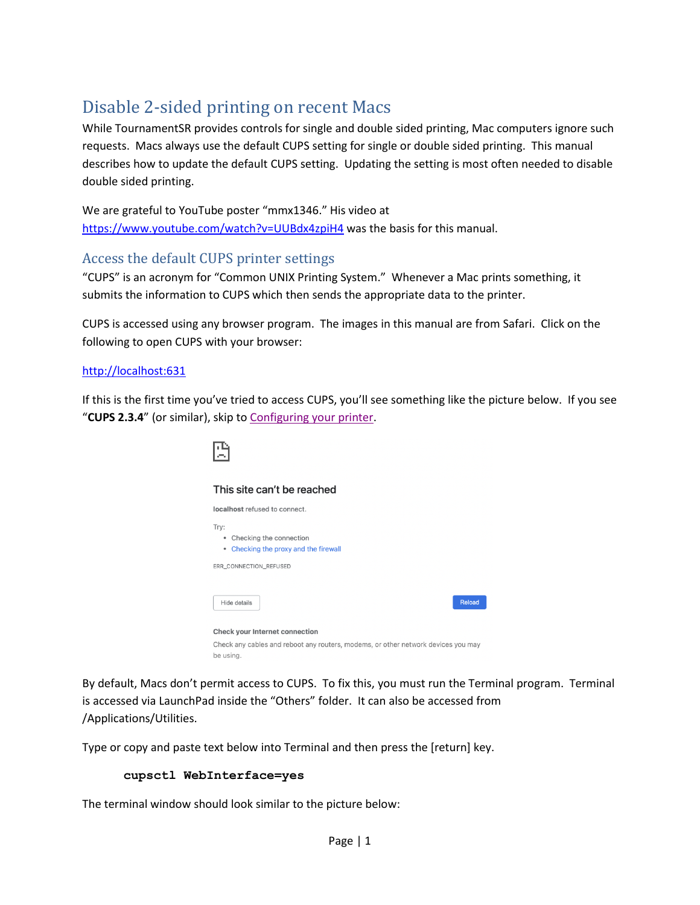# Disable 2-sided printing on recent Macs

While TournamentSR provides controls for single and double sided printing, Mac computers ignore such requests. Macs always use the default CUPS setting for single or double sided printing. This manual describes how to update the default CUPS setting. Updating the setting is most often needed to disable double sided printing.

We are grateful to YouTube poster "mmx1346." His video at [https://www.youtube.com/watch?v=UUBdx4zpiH4](https://www.youtube.com/watch?v=UUBdx4zpiH4) was the basis for this manual.

## Access the default CUPS printer settings

"CUPS" is an acronym for "Common UNIX Printing System." Whenever a Mac prints something, it submits the information to CUPS which then sends the appropriate data to the printer.

CUPS is accessed using any browser program. The images in this manual are from Safari. Click on the following to open CUPS with your browser:

[http://localhost:631](http://localhost:631)

If this is the first time you've tried to access CUPS, you'll see something like the picture below. If you see "**CUPS 2.3.4**" (or similar), skip to Configuring your printer.

This site can't be reached

**localhost** refused to connect.

Try:

- Checking the connection
- Checking the proxy and the firewall

ERR_CONNECTION_REFUSED

Hide details | Reload

**Check your Internet connection**

Check any cables and reboot any routers, modems, or other network devices you may be using.

By default, Macs don't permit access to CUPS. To fix this, you must run the Terminal program. Terminal is accessed via LaunchPad inside the "Others" folder. It can also be accessed from /Applications/Utilities.

Type or copy and paste text below into Terminal and then press the [return] key.

```
cupsctl WebInterface=yes
```

The terminal window should look similar to the picture below: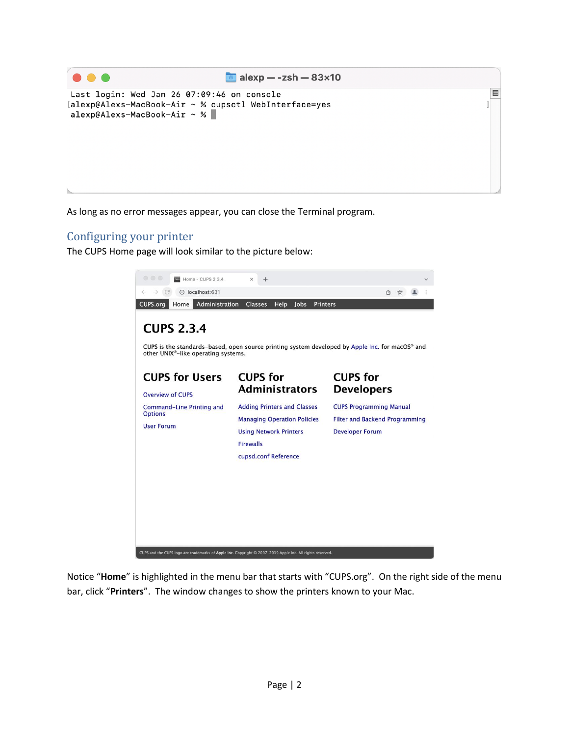```
Last login: Wed Jan 26 07:09:46 on console
alexp@Alexs-MacBook-Air ~ % cupsctl WebInterface=yes
alexp@Alexs-MacBook-Air ~ %
```

As long as no error messages appear, you can close the Terminal program.

## Configuring your printer

The CUPS Home page will look similar to the picture below:

Notice "**Home**" is highlighted in the menu bar that starts with "CUPS.org". On the right side of the menu bar, click "**Printers**". The window changes to show the printers known to your Mac.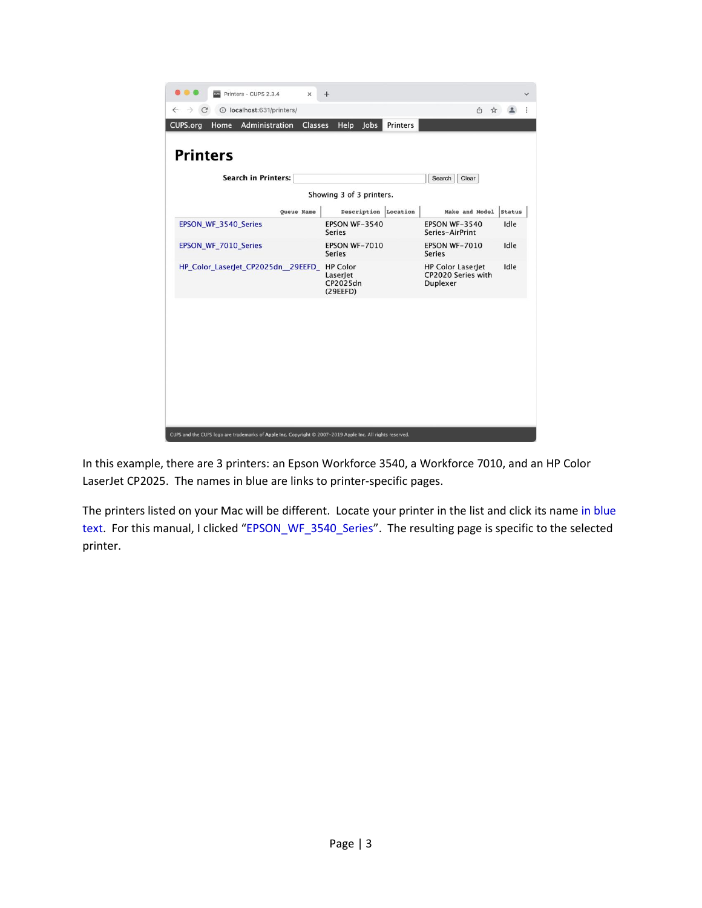# Printers

Search in Printers: [ ] Search Clear

Showing 3 of 3 printers.

| Queue Name | Description | Location | Make and Model | Status |
|---|---|---|---|---|
| EPSON_WF_3540_Series | EPSON WF-3540 Series | | EPSON WF-3540 Series-AirPrint | Idle |
| EPSON_WF_7010_Series | EPSON WF-7010 Series | | EPSON WF-7010 Series | Idle |
| HP_Color_LaserJet_CP2025dn__29EEFD_ | HP Color LaserJet CP2025dn (29EEFD) | | HP Color LaserJet CP2020 Series with Duplexer | Idle |

CUPS and the CUPS logo are trademarks of Apple Inc. Copyright © 2007-2019 Apple Inc. All rights reserved.

In this example, there are 3 printers: an Epson Workforce 3540, a Workforce 7010, and an HP Color LaserJet CP2025. The names in blue are links to printer-specific pages.

The printers listed on your Mac will be different. Locate your printer in the list and click its name in blue text. For this manual, I clicked "EPSON_WF_3540_Series". The resulting page is specific to the selected printer.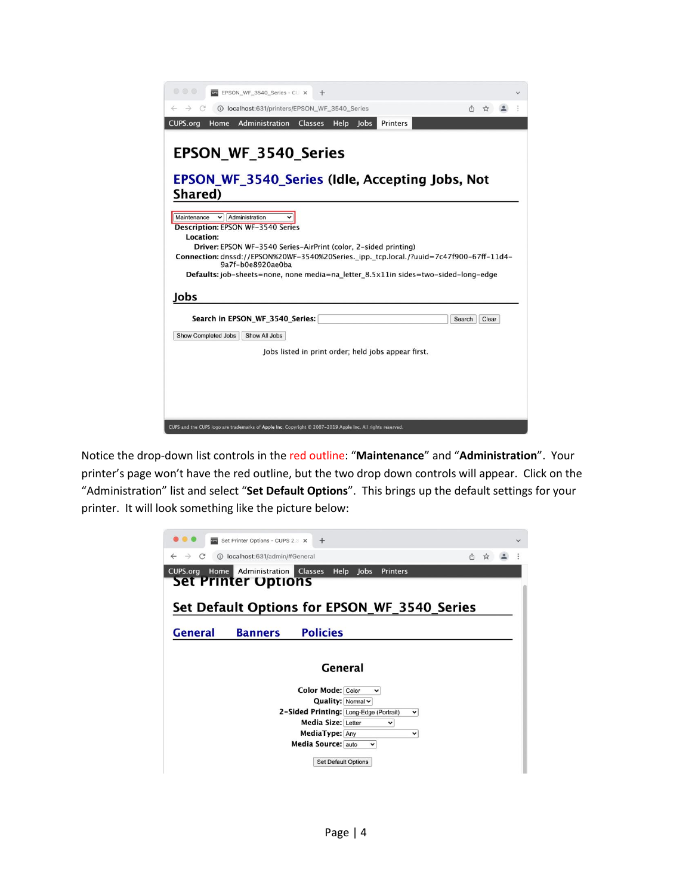Notice the drop-down list controls in the red outline: “**Maintenance**” and “**Administration**”. Your printer’s page won’t have the red outline, but the two drop down controls will appear. Click on the “Administration” list and select “**Set Default Options**”. This brings up the default settings for your printer. It will look something like the picture below: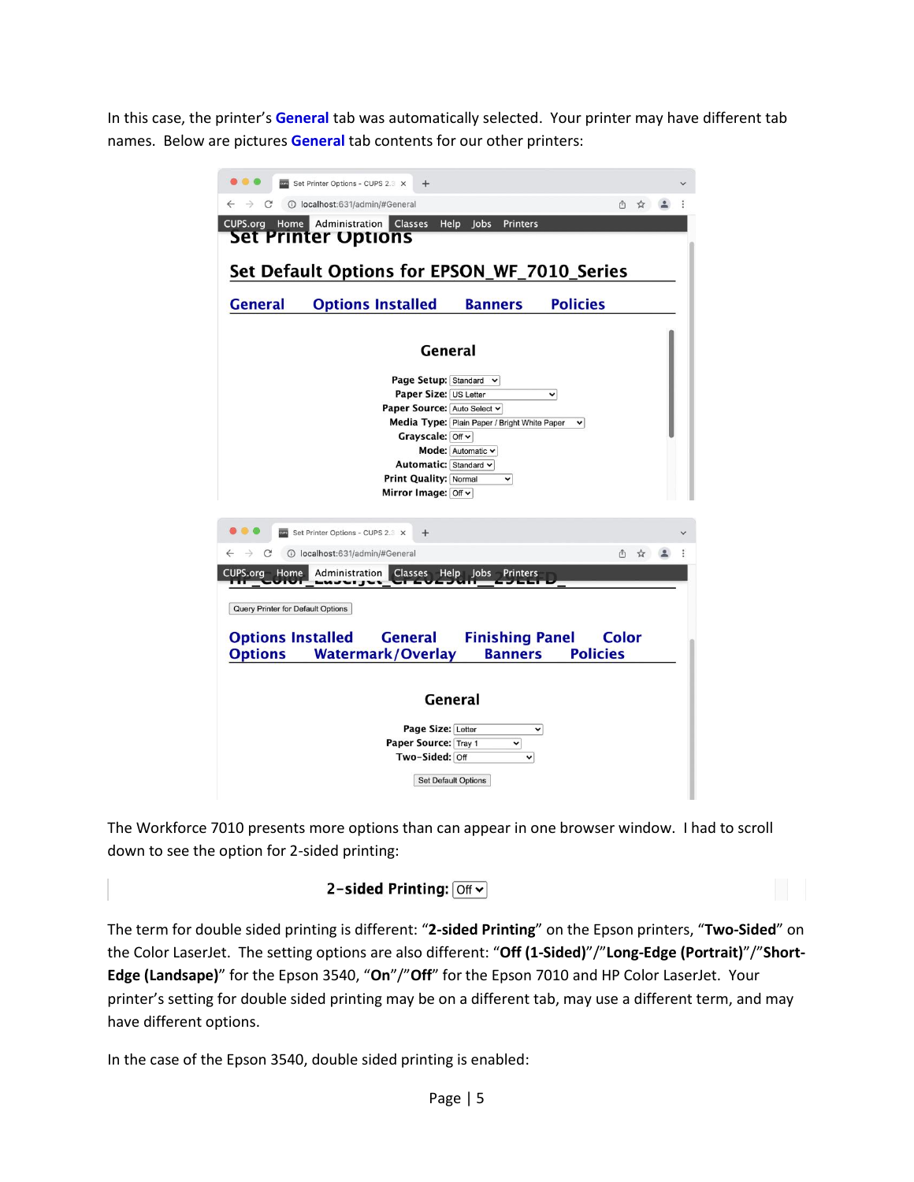In this case, the printer's **General** tab was automatically selected. Your printer may have different tab names. Below are pictures **General** tab contents for our other printers:

Set Printer Options - CUPS 2.3

localhost:631/admin/#General

CUPS.org Home Administration Classes Help Jobs Printers

Set Printer Options

**Set Default Options for EPSON_WF_7010_Series**

General | Options Installed | Banners | Policies

**General**

- **Page Setup:** Standard
- **Paper Size:** US Letter
- **Paper Source:** Auto Select
- **Media Type:** Plain Paper / Bright White Paper
- **Grayscale:** Off
- **Mode:** Automatic
- **Automatic:** Standard
- **Print Quality:** Normal
- **Mirror Image:** Off

Set Printer Options - CUPS 2.3

localhost:631/admin/#General

CUPS.org Home Administration Classes Help Jobs Printers

HP_Color_LaserJet_CP2025dn_29EEFD_

Query Printer for Default Options

Options Installed | General | Finishing Panel | Color Options | Watermark/Overlay | Banners | Policies

**General**

- **Page Size:** Letter
- **Paper Source:** Tray 1
- **Two-Sided:** Off

Set Default Options

The Workforce 7010 presents more options than can appear in one browser window. I had to scroll down to see the option for 2-sided printing:

**2-sided Printing:** Off

The term for double sided printing is different: "**2-sided Printing**" on the Epson printers, "**Two-Sided**" on the Color LaserJet. The setting options are also different: "**Off (1-Sided)**"/"**Long-Edge (Portrait)**"/"**Short-Edge (Landsape)**" for the Epson 3540, "**On**"/"**Off**" for the Epson 7010 and HP Color LaserJet. Your printer's setting for double sided printing may be on a different tab, may use a different term, and may have different options.

In the case of the Epson 3540, double sided printing is enabled: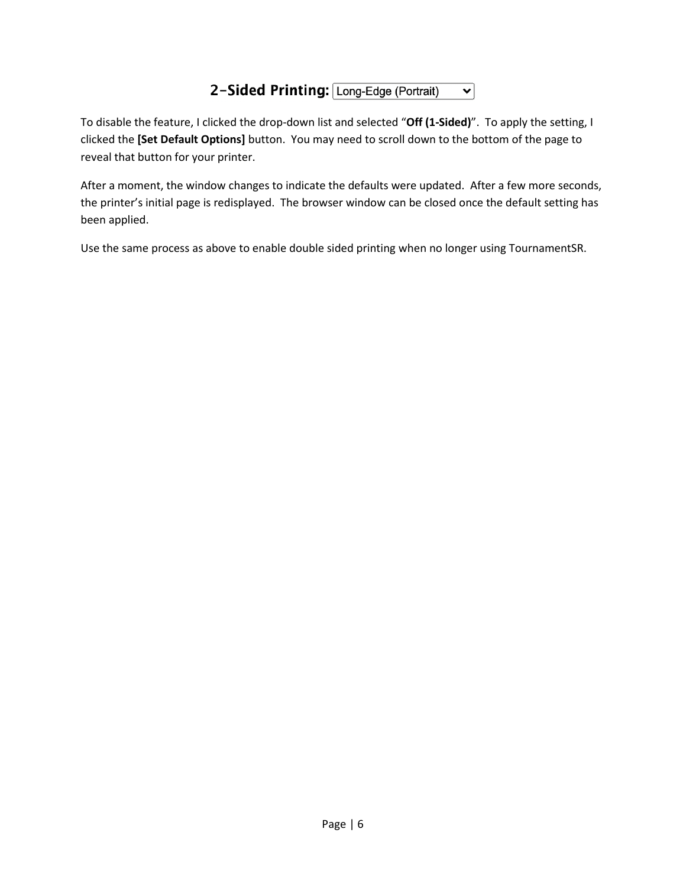**2-Sided Printing:** Long-Edge (Portrait)

To disable the feature, I clicked the drop-down list and selected "**Off (1-Sided)**". To apply the setting, I clicked the **[Set Default Options]** button. You may need to scroll down to the bottom of the page to reveal that button for your printer.

After a moment, the window changes to indicate the defaults were updated. After a few more seconds, the printer's initial page is redisplayed. The browser window can be closed once the default setting has been applied.

Use the same process as above to enable double sided printing when no longer using TournamentSR.